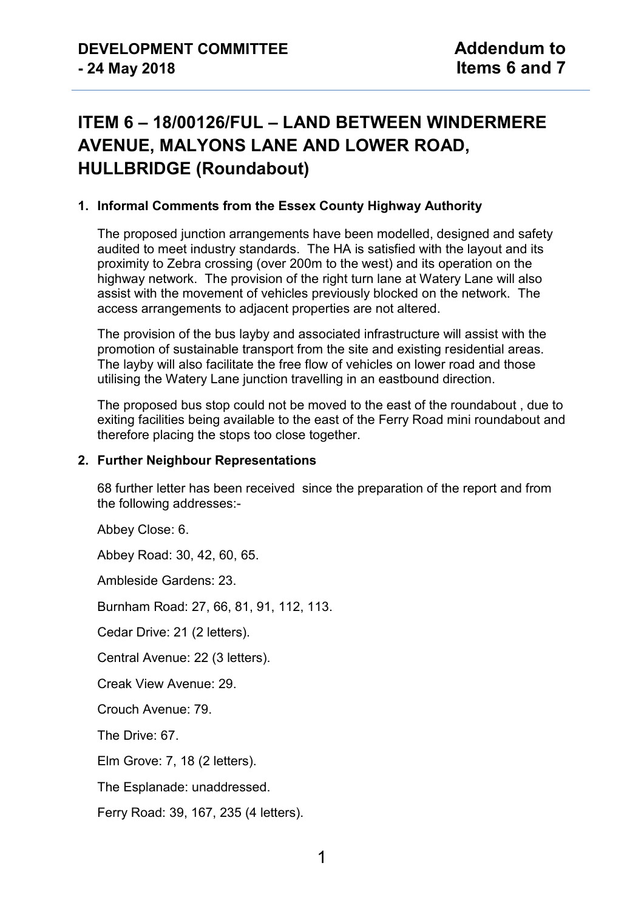**DEVELOPMENT COMMITTEE - 24 May 2018**

**Addendum to Items 6 and 7**

# ITEM 6 – 18/00126/FUL – LAND BETWEEN WINDERMERE AVENUE, MALYONS LANE AND LOWER ROAD, HULLBRIDGE (Roundabout)

## 1. Informal Comments from the Essex County Highway Authority

The proposed junction arrangements have been modelled, designed and safety audited to meet industry standards. The HA is satisfied with the layout and its proximity to Zebra crossing (over 200m to the west) and its operation on the highway network. The provision of the right turn lane at Watery Lane will also assist with the movement of vehicles previously blocked on the network. The access arrangements to adjacent properties are not altered.

The provision of the bus layby and associated infrastructure will assist with the promotion of sustainable transport from the site and existing residential areas. The layby will also facilitate the free flow of vehicles on lower road and those utilising the Watery Lane junction travelling in an eastbound direction.

The proposed bus stop could not be moved to the east of the roundabout , due to exiting facilities being available to the east of the Ferry Road mini roundabout and therefore placing the stops too close together.

## 2. Further Neighbour Representations

68 further letter has been received since the preparation of the report and from the following addresses:-

Abbey Close: 6.

Abbey Road: 30, 42, 60, 65.

Ambleside Gardens: 23.

Burnham Road: 27, 66, 81, 91, 112, 113.

Cedar Drive: 21 (2 letters).

Central Avenue: 22 (3 letters).

Creak View Avenue: 29.

Crouch Avenue: 79.

The Drive: 67.

Elm Grove: 7, 18 (2 letters).

The Esplanade: unaddressed.

Ferry Road: 39, 167, 235 (4 letters).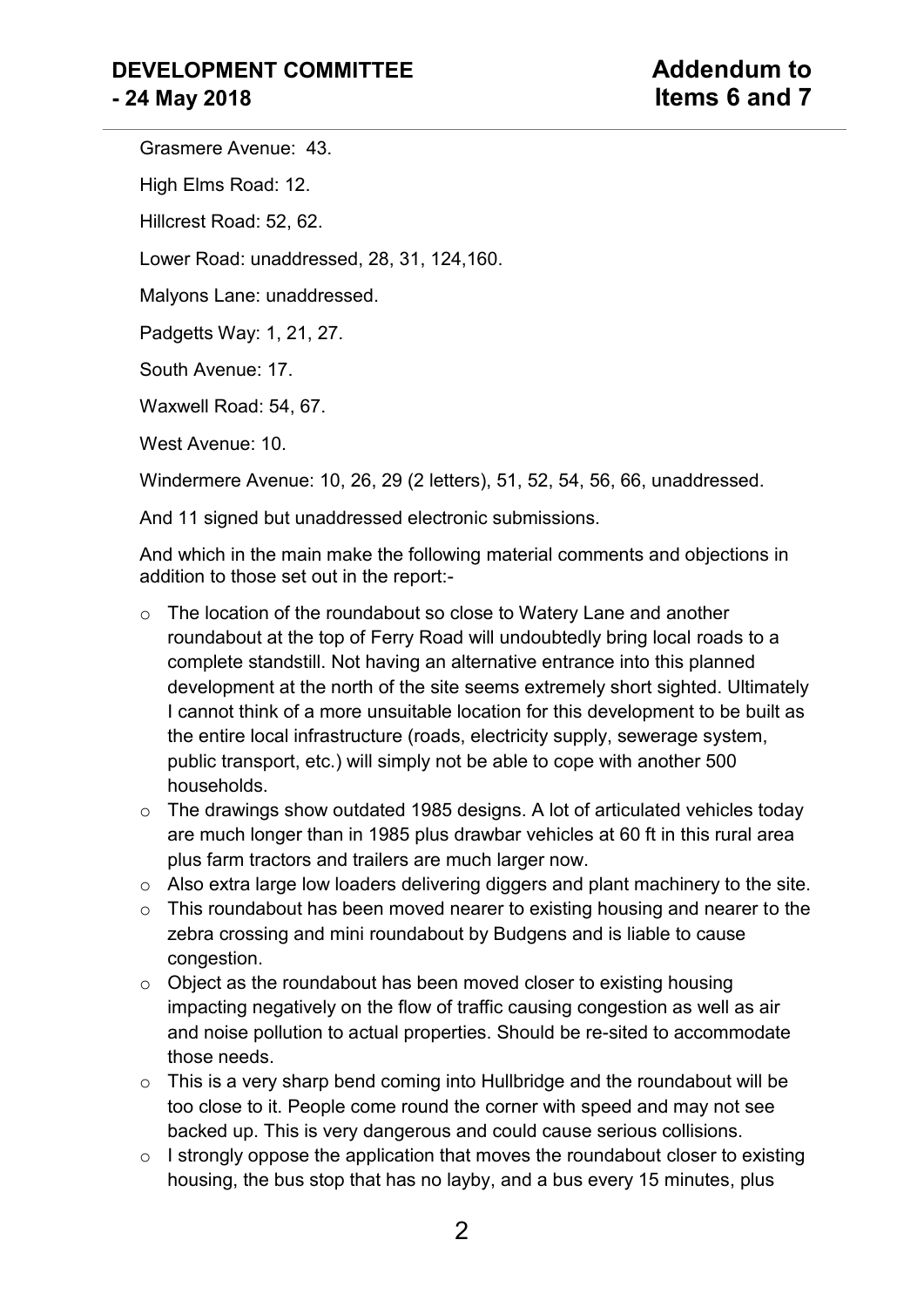Grasmere Avenue: 43.

High Elms Road: 12.

Hillcrest Road: 52, 62.

Lower Road: unaddressed, 28, 31, 124,160.

Malyons Lane: unaddressed.

Padgetts Way: 1, 21, 27.

South Avenue: 17.

Waxwell Road: 54, 67.

West Avenue: 10.

Windermere Avenue: 10, 26, 29 (2 letters), 51, 52, 54, 56, 66, unaddressed.

And 11 signed but unaddressed electronic submissions.

And which in the main make the following material comments and objections in addition to those set out in the report:-

- The location of the roundabout so close to Watery Lane and another roundabout at the top of Ferry Road will undoubtedly bring local roads to a complete standstill. Not having an alternative entrance into this planned development at the north of the site seems extremely short sighted. Ultimately I cannot think of a more unsuitable location for this development to be built as the entire local infrastructure (roads, electricity supply, sewerage system, public transport, etc.) will simply not be able to cope with another 500 households.
- The drawings show outdated 1985 designs. A lot of articulated vehicles today are much longer than in 1985 plus drawbar vehicles at 60 ft in this rural area plus farm tractors and trailers are much larger now.
- Also extra large low loaders delivering diggers and plant machinery to the site.
- This roundabout has been moved nearer to existing housing and nearer to the zebra crossing and mini roundabout by Budgens and is liable to cause congestion.
- Object as the roundabout has been moved closer to existing housing impacting negatively on the flow of traffic causing congestion as well as air and noise pollution to actual properties. Should be re-sited to accommodate those needs.
- This is a very sharp bend coming into Hullbridge and the roundabout will be too close to it. People come round the corner with speed and may not see backed up. This is very dangerous and could cause serious collisions.
- I strongly oppose the application that moves the roundabout closer to existing housing, the bus stop that has no layby, and a bus every 15 minutes, plus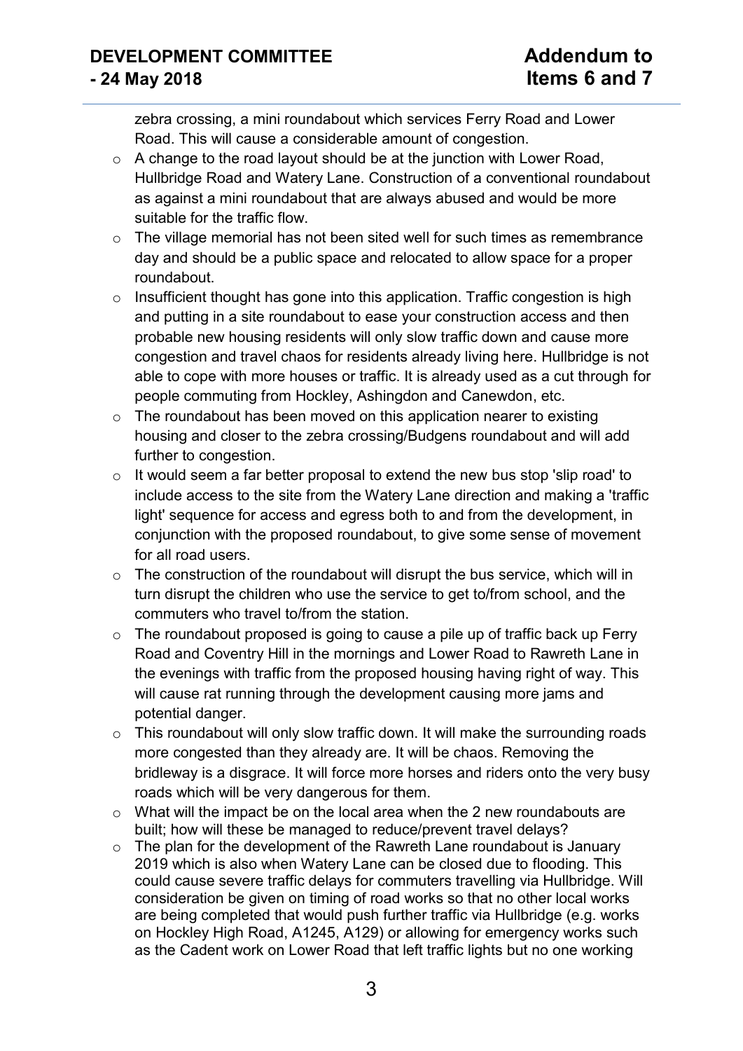zebra crossing, a mini roundabout which services Ferry Road and Lower Road. This will cause a considerable amount of congestion.

- A change to the road layout should be at the junction with Lower Road, Hullbridge Road and Watery Lane. Construction of a conventional roundabout as against a mini roundabout that are always abused and would be more suitable for the traffic flow.
- The village memorial has not been sited well for such times as remembrance day and should be a public space and relocated to allow space for a proper roundabout.
- Insufficient thought has gone into this application. Traffic congestion is high and putting in a site roundabout to ease your construction access and then probable new housing residents will only slow traffic down and cause more congestion and travel chaos for residents already living here. Hullbridge is not able to cope with more houses or traffic. It is already used as a cut through for people commuting from Hockley, Ashingdon and Canewdon, etc.
- The roundabout has been moved on this application nearer to existing housing and closer to the zebra crossing/Budgens roundabout and will add further to congestion.
- It would seem a far better proposal to extend the new bus stop 'slip road' to include access to the site from the Watery Lane direction and making a 'traffic light' sequence for access and egress both to and from the development, in conjunction with the proposed roundabout, to give some sense of movement for all road users.
- The construction of the roundabout will disrupt the bus service, which will in turn disrupt the children who use the service to get to/from school, and the commuters who travel to/from the station.
- The roundabout proposed is going to cause a pile up of traffic back up Ferry Road and Coventry Hill in the mornings and Lower Road to Rawreth Lane in the evenings with traffic from the proposed housing having right of way. This will cause rat running through the development causing more jams and potential danger.
- This roundabout will only slow traffic down. It will make the surrounding roads more congested than they already are. It will be chaos. Removing the bridleway is a disgrace. It will force more horses and riders onto the very busy roads which will be very dangerous for them.
- What will the impact be on the local area when the 2 new roundabouts are built; how will these be managed to reduce/prevent travel delays?
- The plan for the development of the Rawreth Lane roundabout is January 2019 which is also when Watery Lane can be closed due to flooding. This could cause severe traffic delays for commuters travelling via Hullbridge. Will consideration be given on timing of road works so that no other local works are being completed that would push further traffic via Hullbridge (e.g. works on Hockley High Road, A1245, A129) or allowing for emergency works such as the Cadent work on Lower Road that left traffic lights but no one working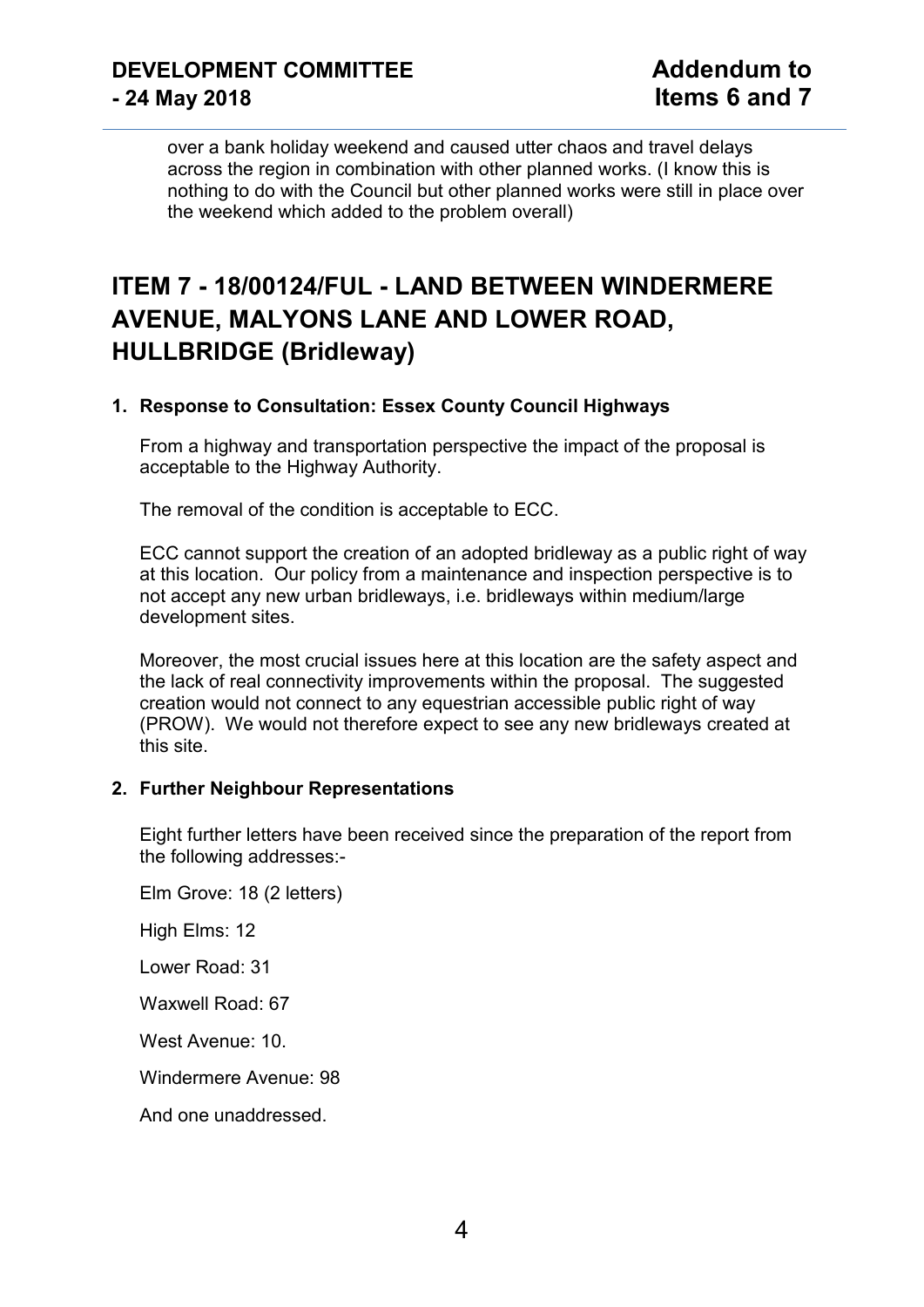over a bank holiday weekend and caused utter chaos and travel delays across the region in combination with other planned works. (I know this is nothing to do with the Council but other planned works were still in place over the weekend which added to the problem overall)

# ITEM 7 - 18/00124/FUL - LAND BETWEEN WINDERMERE AVENUE, MALYONS LANE AND LOWER ROAD, HULLBRIDGE (Bridleway)

**1. Response to Consultation: Essex County Council Highways**

From a highway and transportation perspective the impact of the proposal is acceptable to the Highway Authority.

The removal of the condition is acceptable to ECC.

ECC cannot support the creation of an adopted bridleway as a public right of way at this location. Our policy from a maintenance and inspection perspective is to not accept any new urban bridleways, i.e. bridleways within medium/large development sites.

Moreover, the most crucial issues here at this location are the safety aspect and the lack of real connectivity improvements within the proposal. The suggested creation would not connect to any equestrian accessible public right of way (PROW). We would not therefore expect to see any new bridleways created at this site.

**2. Further Neighbour Representations**

Eight further letters have been received since the preparation of the report from the following addresses:-

Elm Grove: 18 (2 letters)

High Elms: 12

Lower Road: 31

Waxwell Road: 67

West Avenue: 10.

Windermere Avenue: 98

And one unaddressed.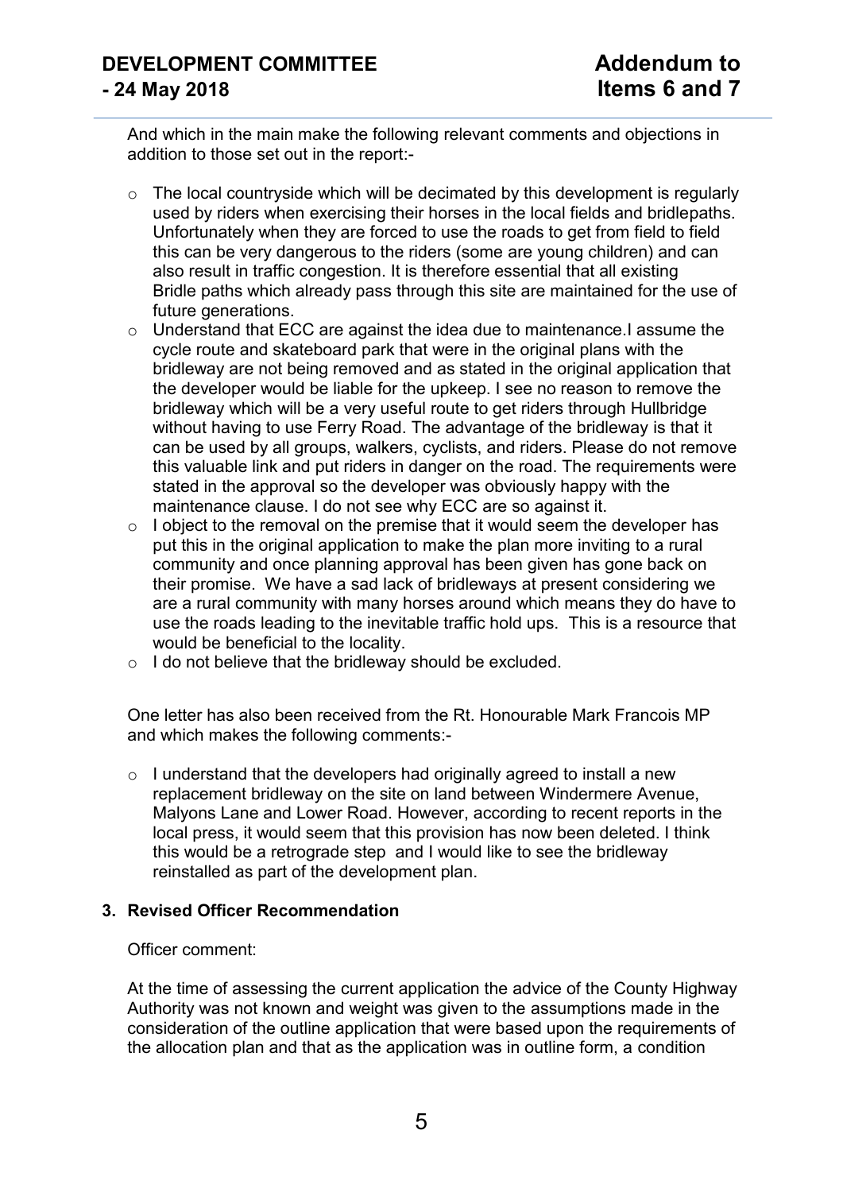And which in the main make the following relevant comments and objections in addition to those set out in the report:-

- The local countryside which will be decimated by this development is regularly used by riders when exercising their horses in the local fields and bridlepaths. Unfortunately when they are forced to use the roads to get from field to field this can be very dangerous to the riders (some are young children) and can also result in traffic congestion. It is therefore essential that all existing Bridle paths which already pass through this site are maintained for the use of future generations.
- Understand that ECC are against the idea due to maintenance.I assume the cycle route and skateboard park that were in the original plans with the bridleway are not being removed and as stated in the original application that the developer would be liable for the upkeep. I see no reason to remove the bridleway which will be a very useful route to get riders through Hullbridge without having to use Ferry Road. The advantage of the bridleway is that it can be used by all groups, walkers, cyclists, and riders. Please do not remove this valuable link and put riders in danger on the road. The requirements were stated in the approval so the developer was obviously happy with the maintenance clause. I do not see why ECC are so against it.
- I object to the removal on the premise that it would seem the developer has put this in the original application to make the plan more inviting to a rural community and once planning approval has been given has gone back on their promise. We have a sad lack of bridleways at present considering we are a rural community with many horses around which means they do have to use the roads leading to the inevitable traffic hold ups. This is a resource that would be beneficial to the locality.
- I do not believe that the bridleway should be excluded.

One letter has also been received from the Rt. Honourable Mark Francois MP and which makes the following comments:-

- I understand that the developers had originally agreed to install a new replacement bridleway on the site on land between Windermere Avenue, Malyons Lane and Lower Road. However, according to recent reports in the local press, it would seem that this provision has now been deleted. I think this would be a retrograde step and I would like to see the bridleway reinstalled as part of the development plan.

### 3. Revised Officer Recommendation

Officer comment:

At the time of assessing the current application the advice of the County Highway Authority was not known and weight was given to the assumptions made in the consideration of the outline application that were based upon the requirements of the allocation plan and that as the application was in outline form, a condition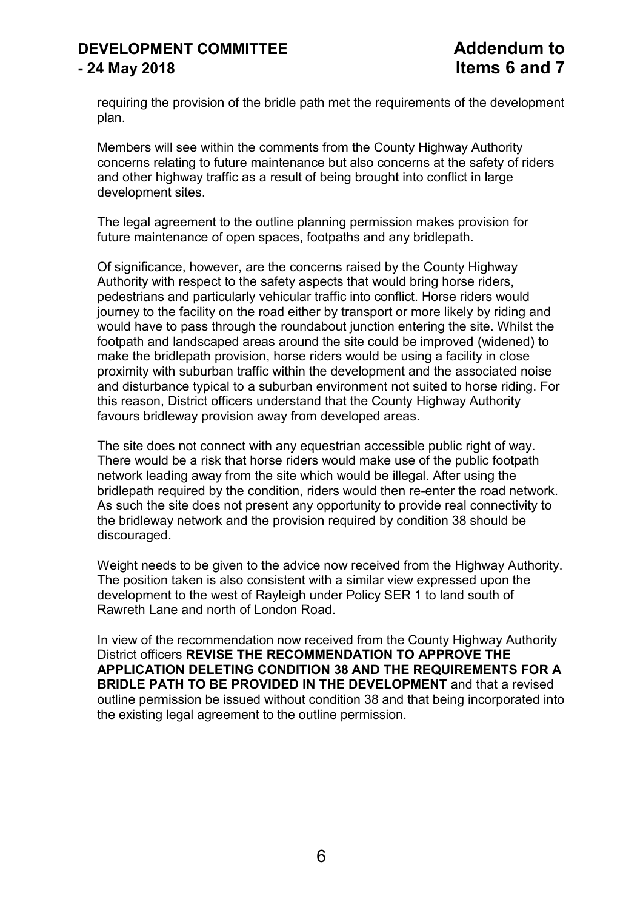requiring the provision of the bridle path met the requirements of the development plan.

Members will see within the comments from the County Highway Authority concerns relating to future maintenance but also concerns at the safety of riders and other highway traffic as a result of being brought into conflict in large development sites.

The legal agreement to the outline planning permission makes provision for future maintenance of open spaces, footpaths and any bridlepath.

Of significance, however, are the concerns raised by the County Highway Authority with respect to the safety aspects that would bring horse riders, pedestrians and particularly vehicular traffic into conflict. Horse riders would journey to the facility on the road either by transport or more likely by riding and would have to pass through the roundabout junction entering the site. Whilst the footpath and landscaped areas around the site could be improved (widened) to make the bridlepath provision, horse riders would be using a facility in close proximity with suburban traffic within the development and the associated noise and disturbance typical to a suburban environment not suited to horse riding. For this reason, District officers understand that the County Highway Authority favours bridleway provision away from developed areas.

The site does not connect with any equestrian accessible public right of way. There would be a risk that horse riders would make use of the public footpath network leading away from the site which would be illegal. After using the bridlepath required by the condition, riders would then re-enter the road network. As such the site does not present any opportunity to provide real connectivity to the bridleway network and the provision required by condition 38 should be discouraged.

Weight needs to be given to the advice now received from the Highway Authority. The position taken is also consistent with a similar view expressed upon the development to the west of Rayleigh under Policy SER 1 to land south of Rawreth Lane and north of London Road.

In view of the recommendation now received from the County Highway Authority District officers **REVISE THE RECOMMENDATION TO APPROVE THE APPLICATION DELETING CONDITION 38 AND THE REQUIREMENTS FOR A BRIDLE PATH TO BE PROVIDED IN THE DEVELOPMENT** and that a revised outline permission be issued without condition 38 and that being incorporated into the existing legal agreement to the outline permission.